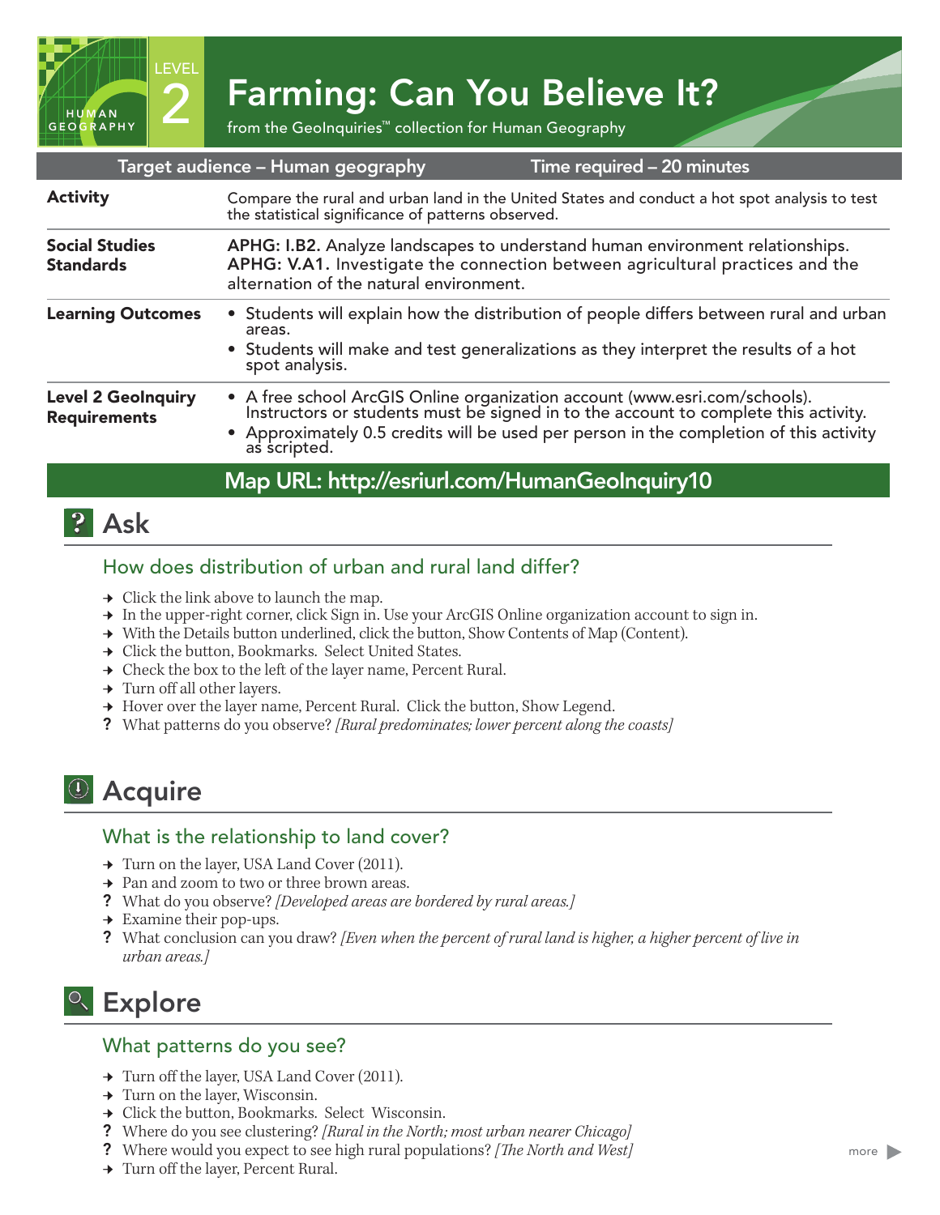LEVEL 2

HUMAN GEOGRAPHY

# Farming: Can You Believe It?

from the GeoInquiries™ collection for Human Geography

| Target audience – Human geography | Time required – 20 minutes |
|---|---|
| **Activity** | Compare the rural and urban land in the United States and conduct a hot spot analysis to test the statistical significance of patterns observed. |
| **Social Studies Standards** | **APHG: I.B2.** Analyze landscapes to understand human environment relationships. **APHG: V.A1.** Investigate the connection between agricultural practices and the alternation of the natural environment. |
| **Learning Outcomes** | • Students will explain how the distribution of people differs between rural and urban areas. • Students will make and test generalizations as they interpret the results of a hot spot analysis. |
| **Level 2 GeoInquiry Requirements** | • A free school ArcGIS Online organization account (www.esri.com/schools). Instructors or students must be signed in to the account to complete this activity. • Approximately 0.5 credits will be used per person in the completion of this activity as scripted. |

**Map URL: http://esriurl.com/HumanGeoInquiry10**

## Ask

### How does distribution of urban and rural land differ?

→ Click the link above to launch the map.
→ In the upper-right corner, click Sign in. Use your ArcGIS Online organization account to sign in.
→ With the Details button underlined, click the button, Show Contents of Map (Content).
→ Click the button, Bookmarks. Select United States.
→ Check the box to the left of the layer name, Percent Rural.
→ Turn off all other layers.
→ Hover over the layer name, Percent Rural. Click the button, Show Legend.
? What patterns do you observe? *[Rural predominates; lower percent along the coasts]*

## Acquire

### What is the relationship to land cover?

→ Turn on the layer, USA Land Cover (2011).
→ Pan and zoom to two or three brown areas.
? What do you observe? *[Developed areas are bordered by rural areas.]*
→ Examine their pop-ups.
? What conclusion can you draw? *[Even when the percent of rural land is higher, a higher percent of live in urban areas.]*

## Explore

### What patterns do you see?

→ Turn off the layer, USA Land Cover (2011).
→ Turn on the layer, Wisconsin.
→ Click the button, Bookmarks. Select Wisconsin.
? Where do you see clustering? *[Rural in the North; most urban nearer Chicago]*
? Where would you expect to see high rural populations? *[The North and West]*
→ Turn off the layer, Percent Rural.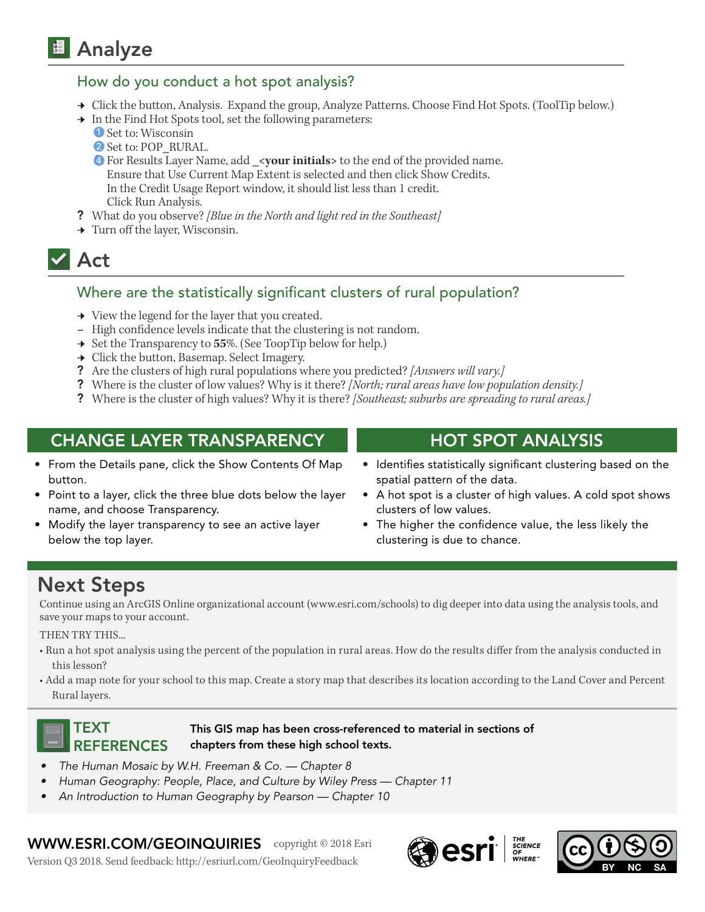# Analyze

## How do you conduct a hot spot analysis?

→ Click the button, Analysis. Expand the group, Analyze Patterns. Choose Find Hot Spots. (ToolTip below.)
→ In the Find Hot Spots tool, set the following parameters:
  1 Set to: Wisconsin
  2 Set to: POP_RURAL.
  4 For Results Layer Name, add _<**your initials**> to the end of the provided name.
  Ensure that Use Current Map Extent is selected and then click Show Credits.
  In the Credit Usage Report window, it should list less than 1 credit.
  Click Run Analysis.
? What do you observe? *[Blue in the North and light red in the Southeast]*
→ Turn off the layer, Wisconsin.

# Act

## Where are the statistically significant clusters of rural population?

→ View the legend for the layer that you created.
– High confidence levels indicate that the clustering is not random.
→ Set the Transparency to **55**%. (See ToopTip below for help.)
→ Click the button, Basemap. Select Imagery.
? Are the clusters of high rural populations where you predicted? *[Answers will vary.]*
? Where is the cluster of low values? Why is it there? *[North; rural areas have low population density.]*
? Where is the cluster of high values? Why it is there? *[Southeast; suburbs are spreading to rural areas.]*

## CHANGE LAYER TRANSPARENCY

- From the Details pane, click the Show Contents Of Map button.
- Point to a layer, click the three blue dots below the layer name, and choose Transparency.
- Modify the layer transparency to see an active layer below the top layer.

## HOT SPOT ANALYSIS

- Identifies statistically significant clustering based on the spatial pattern of the data.
- A hot spot is a cluster of high values. A cold spot shows clusters of low values.
- The higher the confidence value, the less likely the clustering is due to chance.

# Next Steps

Continue using an ArcGIS Online organizational account (www.esri.com/schools) to dig deeper into data using the analysis tools, and save your maps to your account.

THEN TRY THIS...

- Run a hot spot analysis using the percent of the population in rural areas. How do the results differ from the analysis conducted in this lesson?
- Add a map note for your school to this map. Create a story map that describes its location according to the Land Cover and Percent Rural layers.

## TEXT REFERENCES

**This GIS map has been cross-referenced to material in sections of chapters from these high school texts.**

- *The Human Mosaic by W.H. Freeman & Co. — Chapter 8*
- *Human Geography: People, Place, and Culture by Wiley Press — Chapter 11*
- *An Introduction to Human Geography by Pearson — Chapter 10*

**WWW.ESRI.COM/GEOINQUIRIES** copyright © 2018 Esri
Version Q3 2018. Send feedback: http://esriurl.com/GeoInquiryFeedback